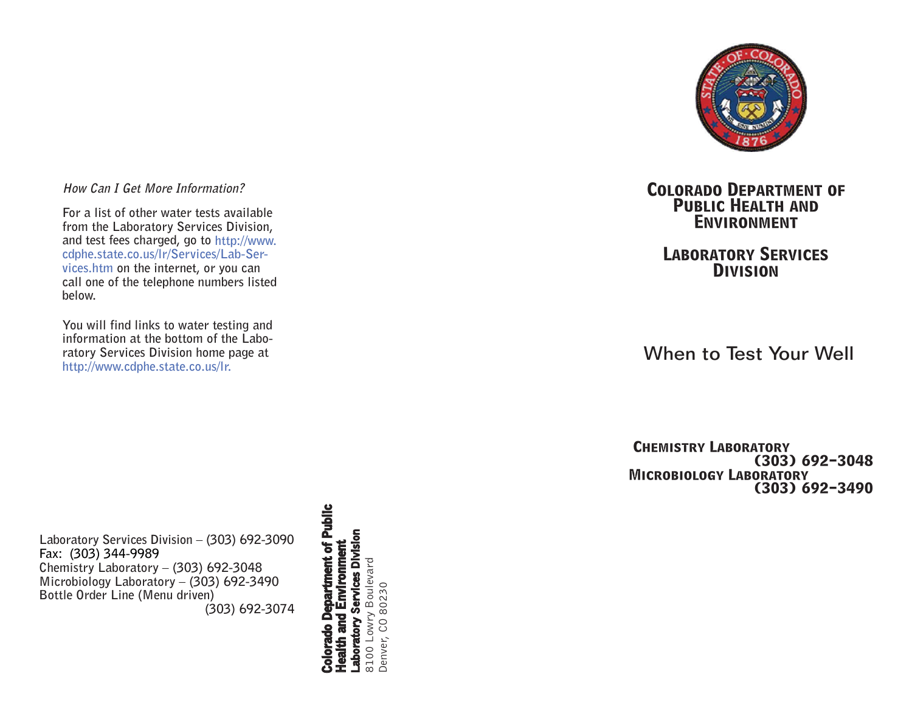### *How Can I Get More Information?*

For a list of other water tests available from the Laboratory Services Division, and test fees charged, go to http://www.cdphe.state.co.us/lr/Services/Lab-Services.htm on the internet, or you can call one of the telephone numbers listed below.

You will find links to water testing and information at the bottom of the Laboratory Services Division home page at http://www.cdphe.state.co.us/lr.

Laboratory Services Division – (303) 692-3090
Fax: (303) 344-9989
Chemistry Laboratory – (303) 692-3048
Microbiology Laboratory – (303) 692-3490
Bottle Order Line (Menu driven) (303) 692-3074

**Colorado Department of Public Health and Environment**
**Laboratory Services Division**
8100 Lowry Boulevard
Denver, CO 80230

# Colorado Department of Public Health and Environment

## Laboratory Services Division

# When to Test Your Well

**Chemistry Laboratory**
**(303) 692-3048**
**Microbiology Laboratory**
**(303) 692-3490**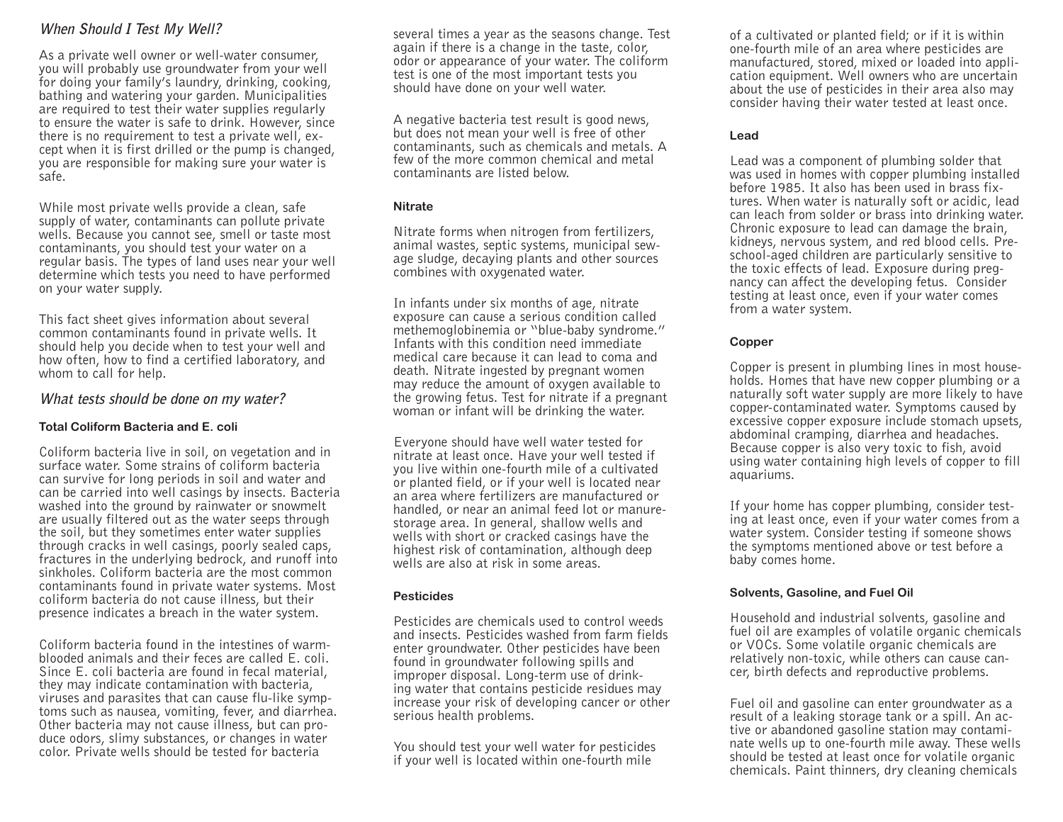## *When Should I Test My Well?*

As a private well owner or well-water consumer, you will probably use groundwater from your well for doing your family's laundry, drinking, cooking, bathing and watering your garden. Municipalities are required to test their water supplies regularly to ensure the water is safe to drink. However, since there is no requirement to test a private well, except when it is first drilled or the pump is changed, you are responsible for making sure your water is safe.

While most private wells provide a clean, safe supply of water, contaminants can pollute private wells. Because you cannot see, smell or taste most contaminants, you should test your water on a regular basis. The types of land uses near your well determine which tests you need to have performed on your water supply.

This fact sheet gives information about several common contaminants found in private wells. It should help you decide when to test your well and how often, how to find a certified laboratory, and whom to call for help.

## *What tests should be done on my water?*

### Total Coliform Bacteria and E. coli

Coliform bacteria live in soil, on vegetation and in surface water. Some strains of coliform bacteria can survive for long periods in soil and water and can be carried into well casings by insects. Bacteria washed into the ground by rainwater or snowmelt are usually filtered out as the water seeps through the soil, but they sometimes enter water supplies through cracks in well casings, poorly sealed caps, fractures in the underlying bedrock, and runoff into sinkholes. Coliform bacteria are the most common contaminants found in private water systems. Most coliform bacteria do not cause illness, but their presence indicates a breach in the water system.

Coliform bacteria found in the intestines of warm-blooded animals and their feces are called E. coli. Since E. coli bacteria are found in fecal material, they may indicate contamination with bacteria, viruses and parasites that can cause flu-like symptoms such as nausea, vomiting, fever, and diarrhea. Other bacteria may not cause illness, but can produce odors, slimy substances, or changes in water color. Private wells should be tested for bacteria several times a year as the seasons change. Test again if there is a change in the taste, color, odor or appearance of your water. The coliform test is one of the most important tests you should have done on your well water.

A negative bacteria test result is good news, but does not mean your well is free of other contaminants, such as chemicals and metals. A few of the more common chemical and metal contaminants are listed below.

### Nitrate

Nitrate forms when nitrogen from fertilizers, animal wastes, septic systems, municipal sewage sludge, decaying plants and other sources combines with oxygenated water.

In infants under six months of age, nitrate exposure can cause a serious condition called methemoglobinemia or "blue-baby syndrome." Infants with this condition need immediate medical care because it can lead to coma and death. Nitrate ingested by pregnant women may reduce the amount of oxygen available to the growing fetus. Test for nitrate if a pregnant woman or infant will be drinking the water.

Everyone should have well water tested for nitrate at least once. Have your well tested if you live within one-fourth mile of a cultivated or planted field, or if your well is located near an area where fertilizers are manufactured or handled, or near an animal feed lot or manure-storage area. In general, shallow wells and wells with short or cracked casings have the highest risk of contamination, although deep wells are also at risk in some areas.

### Pesticides

Pesticides are chemicals used to control weeds and insects. Pesticides washed from farm fields enter groundwater. Other pesticides have been found in groundwater following spills and improper disposal. Long-term use of drinking water that contains pesticide residues may increase your risk of developing cancer or other serious health problems.

You should test your well water for pesticides if your well is located within one-fourth mile of a cultivated or planted field; or if it is within one-fourth mile of an area where pesticides are manufactured, stored, mixed or loaded into application equipment. Well owners who are uncertain about the use of pesticides in their area also may consider having their water tested at least once.

### Lead

Lead was a component of plumbing solder that was used in homes with copper plumbing installed before 1985. It also has been used in brass fixtures. When water is naturally soft or acidic, lead can leach from solder or brass into drinking water. Chronic exposure to lead can damage the brain, kidneys, nervous system, and red blood cells. Preschool-aged children are particularly sensitive to the toxic effects of lead. Exposure during pregnancy can affect the developing fetus. Consider testing at least once, even if your water comes from a water system.

### Copper

Copper is present in plumbing lines in most households. Homes that have new copper plumbing or a naturally soft water supply are more likely to have copper-contaminated water. Symptoms caused by excessive copper exposure include stomach upsets, abdominal cramping, diarrhea and headaches. Because copper is also very toxic to fish, avoid using water containing high levels of copper to fill aquariums.

If your home has copper plumbing, consider testing at least once, even if your water comes from a water system. Consider testing if someone shows the symptoms mentioned above or test before a baby comes home.

### Solvents, Gasoline, and Fuel Oil

Household and industrial solvents, gasoline and fuel oil are examples of volatile organic chemicals or VOCs. Some volatile organic chemicals are relatively non-toxic, while others can cause cancer, birth defects and reproductive problems.

Fuel oil and gasoline can enter groundwater as a result of a leaking storage tank or a spill. An active or abandoned gasoline station may contaminate wells up to one-fourth mile away. These wells should be tested at least once for volatile organic chemicals. Paint thinners, dry cleaning chemicals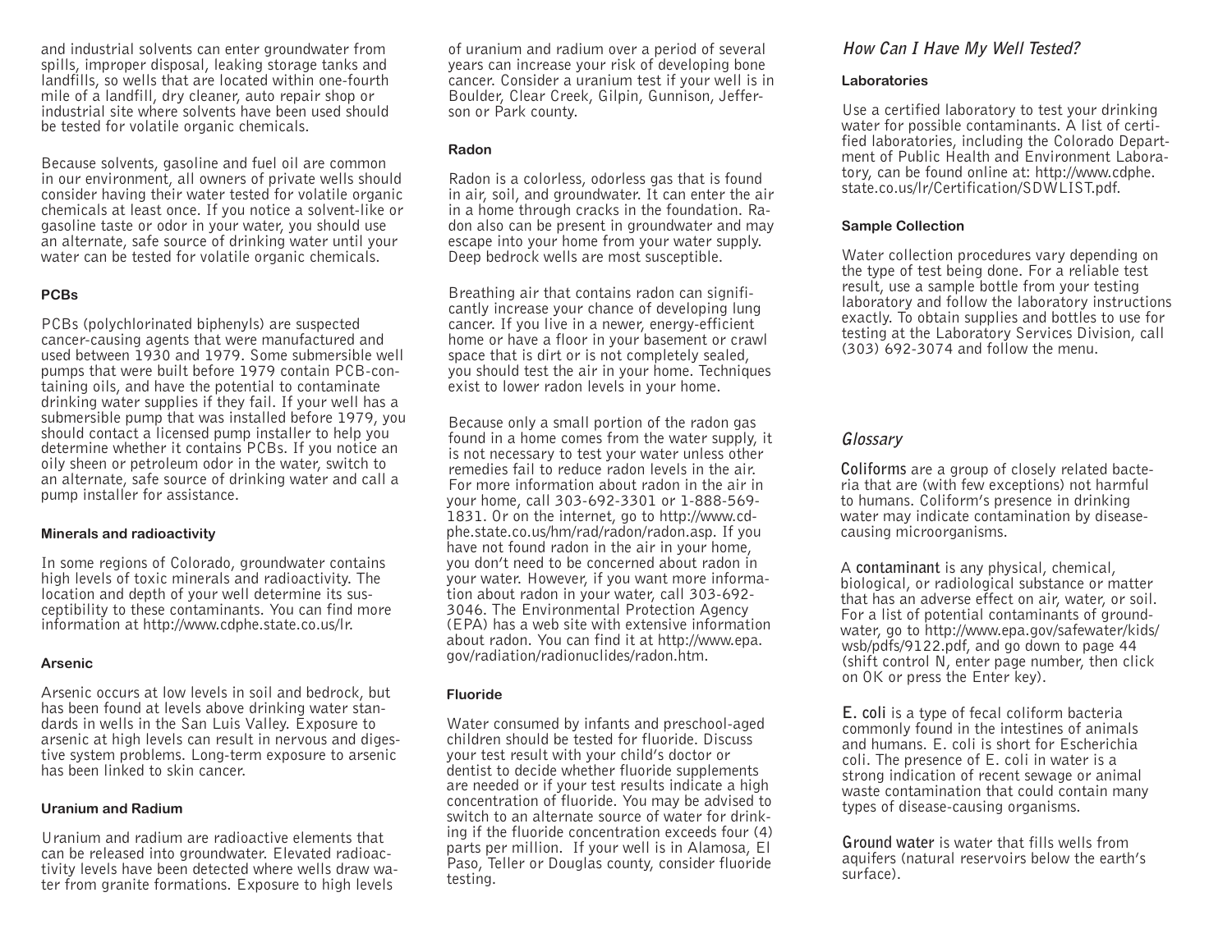and industrial solvents can enter groundwater from spills, improper disposal, leaking storage tanks and landfills, so wells that are located within one-fourth mile of a landfill, dry cleaner, auto repair shop or industrial site where solvents have been used should be tested for volatile organic chemicals.

Because solvents, gasoline and fuel oil are common in our environment, all owners of private wells should consider having their water tested for volatile organic chemicals at least once. If you notice a solvent-like or gasoline taste or odor in your water, you should use an alternate, safe source of drinking water until your water can be tested for volatile organic chemicals.

### PCBs

PCBs (polychlorinated biphenyls) are suspected cancer-causing agents that were manufactured and used between 1930 and 1979. Some submersible well pumps that were built before 1979 contain PCB-containing oils, and have the potential to contaminate drinking water supplies if they fail. If your well has a submersible pump that was installed before 1979, you should contact a licensed pump installer to help you determine whether it contains PCBs. If you notice an oily sheen or petroleum odor in the water, switch to an alternate, safe source of drinking water and call a pump installer for assistance.

### Minerals and radioactivity

In some regions of Colorado, groundwater contains high levels of toxic minerals and radioactivity. The location and depth of your well determine its susceptibility to these contaminants. You can find more information at http://www.cdphe.state.co.us/lr.

### Arsenic

Arsenic occurs at low levels in soil and bedrock, but has been found at levels above drinking water standards in wells in the San Luis Valley. Exposure to arsenic at high levels can result in nervous and digestive system problems. Long-term exposure to arsenic has been linked to skin cancer.

### Uranium and Radium

Uranium and radium are radioactive elements that can be released into groundwater. Elevated radioactivity levels have been detected where wells draw water from granite formations. Exposure to high levels of uranium and radium over a period of several years can increase your risk of developing bone cancer. Consider a uranium test if your well is in Boulder, Clear Creek, Gilpin, Gunnison, Jefferson or Park county.

### Radon

Radon is a colorless, odorless gas that is found in air, soil, and groundwater. It can enter the air in a home through cracks in the foundation. Radon also can be present in groundwater and may escape into your home from your water supply. Deep bedrock wells are most susceptible.

Breathing air that contains radon can significantly increase your chance of developing lung cancer. If you live in a newer, energy-efficient home or have a floor in your basement or crawl space that is dirt or is not completely sealed, you should test the air in your home. Techniques exist to lower radon levels in your home.

Because only a small portion of the radon gas found in a home comes from the water supply, it is not necessary to test your water unless other remedies fail to reduce radon levels in the air. For more information about radon in the air in your home, call 303-692-3301 or 1-888-569-1831. Or on the internet, go to http://www.cdphe.state.co.us/hm/rad/radon/radon.asp. If you have not found radon in the air in your home, you don't need to be concerned about radon in your water. However, if you want more information about radon in your water, call 303-692-3046. The Environmental Protection Agency (EPA) has a web site with extensive information about radon. You can find it at http://www.epa.gov/radiation/radionuclides/radon.htm.

### Fluoride

Water consumed by infants and preschool-aged children should be tested for fluoride. Discuss your test result with your child's doctor or dentist to decide whether fluoride supplements are needed or if your test results indicate a high concentration of fluoride. You may be advised to switch to an alternate source of water for drinking if the fluoride concentration exceeds four (4) parts per million. If your well is in Alamosa, El Paso, Teller or Douglas county, consider fluoride testing.

## *How Can I Have My Well Tested?*

### Laboratories

Use a certified laboratory to test your drinking water for possible contaminants. A list of certified laboratories, including the Colorado Department of Public Health and Environment Laboratory, can be found online at: http://www.cdphe.state.co.us/lr/Certification/SDWLIST.pdf.

### Sample Collection

Water collection procedures vary depending on the type of test being done. For a reliable test result, use a sample bottle from your testing laboratory and follow the laboratory instructions exactly. To obtain supplies and bottles to use for testing at the Laboratory Services Division, call (303) 692-3074 and follow the menu.

## *Glossary*

**Coliforms** are a group of closely related bacteria that are (with few exceptions) not harmful to humans. Coliform's presence in drinking water may indicate contamination by disease-causing microorganisms.

A **contaminant** is any physical, chemical, biological, or radiological substance or matter that has an adverse effect on air, water, or soil. For a list of potential contaminants of groundwater, go to http://www.epa.gov/safewater/kids/wsb/pdfs/9122.pdf, and go down to page 44 (shift control N, enter page number, then click on OK or press the Enter key).

**E. coli** is a type of fecal coliform bacteria commonly found in the intestines of animals and humans. E. coli is short for Escherichia coli. The presence of E. coli in water is a strong indication of recent sewage or animal waste contamination that could contain many types of disease-causing organisms.

**Ground water** is water that fills wells from aquifers (natural reservoirs below the earth's surface).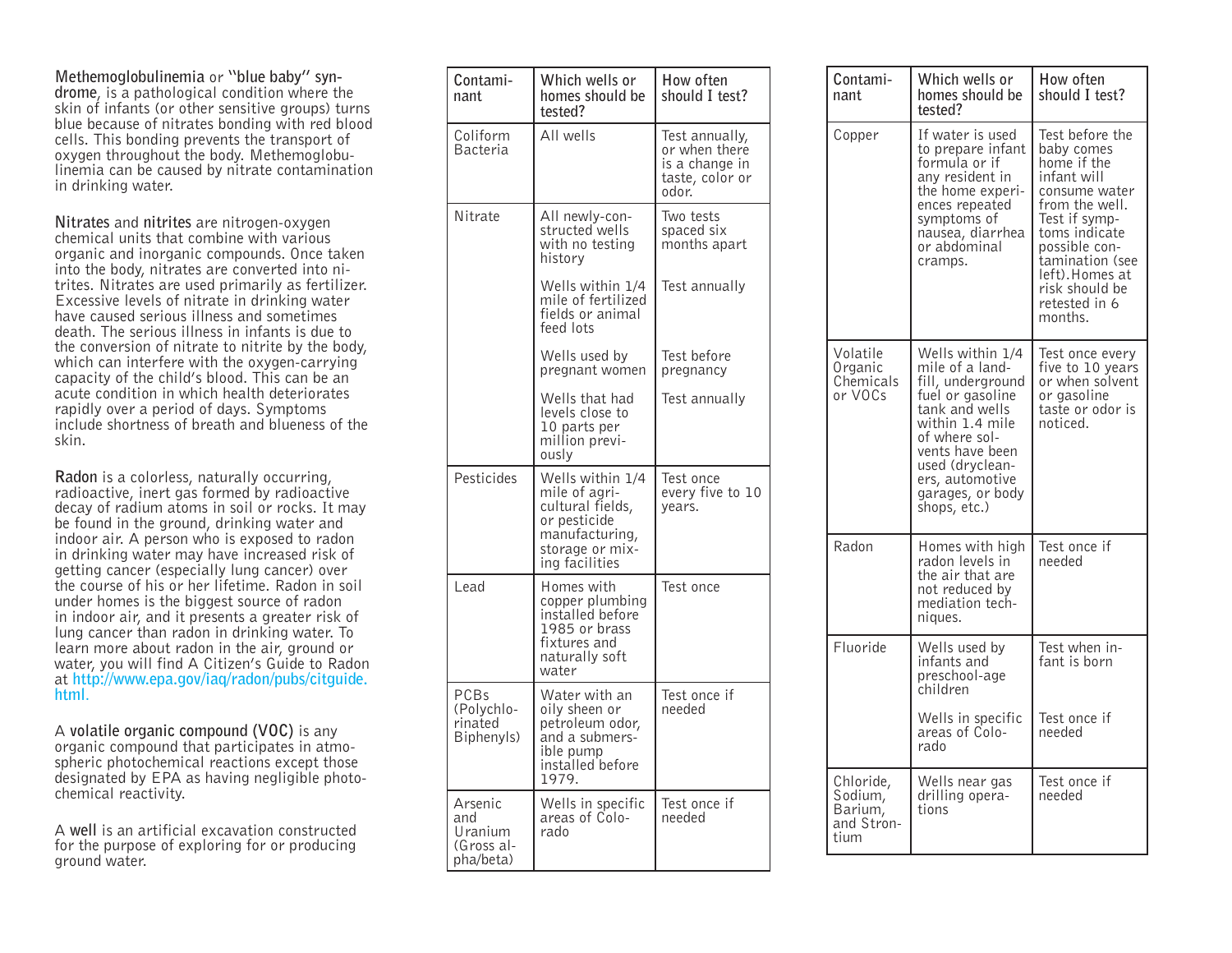**Methemoglobulinemia** or **"blue baby" syndrome**, is a pathological condition where the skin of infants (or other sensitive groups) turns blue because of nitrates bonding with red blood cells. This bonding prevents the transport of oxygen throughout the body. Methemoglobulinemia can be caused by nitrate contamination in drinking water.

**Nitrates** and **nitrites** are nitrogen-oxygen chemical units that combine with various organic and inorganic compounds. Once taken into the body, nitrates are converted into nitrites. Nitrates are used primarily as fertilizer. Excessive levels of nitrate in drinking water have caused serious illness and sometimes death. The serious illness in infants is due to the conversion of nitrate to nitrite by the body, which can interfere with the oxygen-carrying capacity of the child's blood. This can be an acute condition in which health deteriorates rapidly over a period of days. Symptoms include shortness of breath and blueness of the skin.

**Radon** is a colorless, naturally occurring, radioactive, inert gas formed by radioactive decay of radium atoms in soil or rocks. It may be found in the ground, drinking water and indoor air. A person who is exposed to radon in drinking water may have increased risk of getting cancer (especially lung cancer) over the course of his or her lifetime. Radon in soil under homes is the biggest source of radon in indoor air, and it presents a greater risk of lung cancer than radon in drinking water. To learn more about radon in the air, ground or water, you will find A Citizen's Guide to Radon at http://www.epa.gov/iaq/radon/pubs/citguide.html.

A **volatile organic compound (VOC)** is any organic compound that participates in atmospheric photochemical reactions except those designated by EPA as having negligible photochemical reactivity.

A **well** is an artificial excavation constructed for the purpose of exploring for or producing ground water.

| Contaminant | Which wells or homes should be tested? | How often should I test? |
|---|---|---|
| Coliform Bacteria | All wells | Test annually, or when there is a change in taste, color or odor. |
| Nitrate | All newly-constructed wells with no testing history | Two tests spaced six months apart |
| | Wells within 1/4 mile of fertilized fields or animal feed lots | Test annually |
| | Wells used by pregnant women | Test before pregnancy |
| | Wells that had levels close to 10 parts per million previously | Test annually |
| Pesticides | Wells within 1/4 mile of agricultural fields, or pesticide manufacturing, storage or mixing facilities | Test once every five to 10 years. |
| Lead | Homes with copper plumbing installed before 1985 or brass fixtures and naturally soft water | Test once |
| PCBs (Polychlorinated Biphenyls) | Water with an oily sheen or petroleum odor, and a submersible pump installed before 1979. | Test once if needed |
| Arsenic and Uranium (Gross alpha/beta) | Wells in specific areas of Colorado | Test once if needed |

| Contaminant | Which wells or homes should be tested? | How often should I test? |
|---|---|---|
| Copper | If water is used to prepare infant formula or if any resident in the home experiences repeated symptoms of nausea, diarrhea or abdominal cramps. | Test before the baby comes home if the infant will consume water from the well. Test if symptoms indicate possible contamination (see left). Homes at risk should be retested in 6 months. |
| Volatile Organic Chemicals or VOCs | Wells within 1/4 mile of a landfill, underground fuel or gasoline tank and wells within 1.4 mile of where solvents have been used (drycleaners, automotive garages, or body shops, etc.) | Test once every five to 10 years or when solvent or gasoline taste or odor is noticed. |
| Radon | Homes with high radon levels in the air that are not reduced by mediation techniques. | Test once if needed |
| Fluoride | Wells used by infants and preschool-age children | Test when infant is born |
| | Wells in specific areas of Colorado | Test once if needed |
| Chloride, Sodium, Barium, and Strontium | Wells near gas drilling operations | Test once if needed |